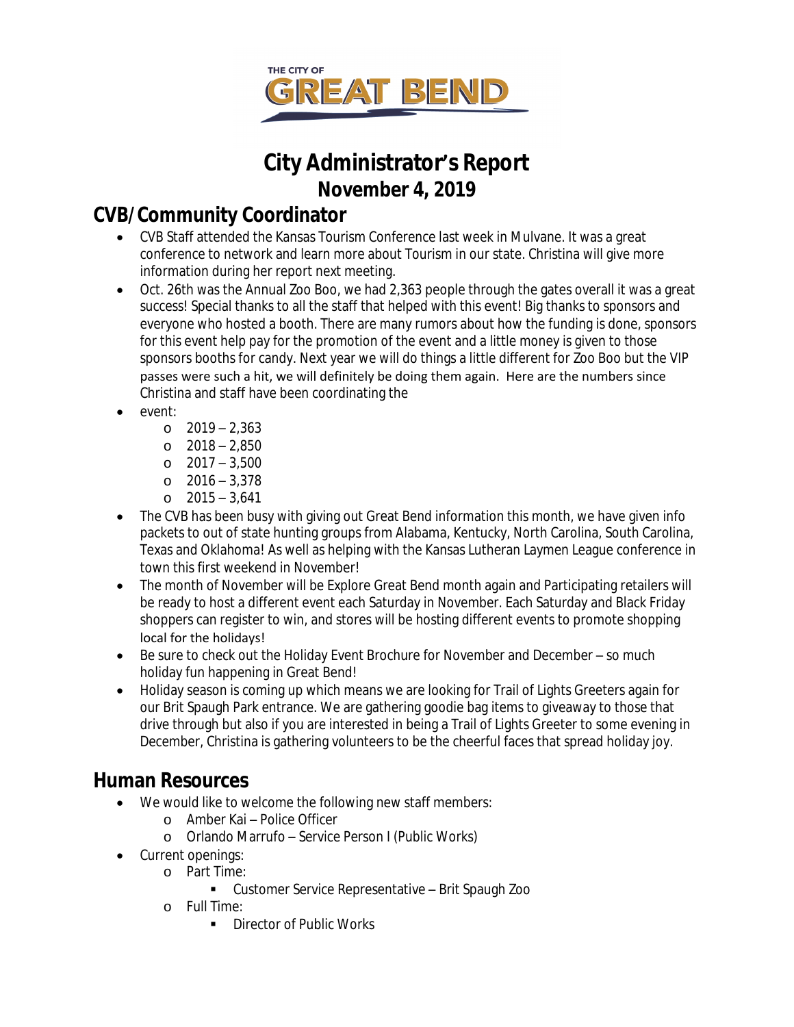THE CITY OF GREAT BEND

# City Administrator's Report
## November 4, 2019

## CVB/Community Coordinator

- CVB Staff attended the Kansas Tourism Conference last week in Mulvane. It was a great conference to network and learn more about Tourism in our state. Christina will give more information during her report next meeting.
- Oct. 26th was the Annual Zoo Boo, we had 2,363 people through the gates overall it was a great success! Special thanks to all the staff that helped with this event! Big thanks to sponsors and everyone who hosted a booth. There are many rumors about how the funding is done, sponsors for this event help pay for the promotion of the event and a little money is given to those sponsors booths for candy. Next year we will do things a little different for Zoo Boo but the VIP passes were such a hit, we will definitely be doing them again. Here are the numbers since Christina and staff have been coordinating the
- event:
    - 2019 – 2,363
    - 2018 – 2,850
    - 2017 – 3,500
    - 2016 – 3,378
    - 2015 – 3,641
- The CVB has been busy with giving out Great Bend information this month, we have given info packets to out of state hunting groups from Alabama, Kentucky, North Carolina, South Carolina, Texas and Oklahoma! As well as helping with the Kansas Lutheran Laymen League conference in town this first weekend in November!
- The month of November will be Explore Great Bend month again and Participating retailers will be ready to host a different event each Saturday in November. Each Saturday and Black Friday shoppers can register to win, and stores will be hosting different events to promote shopping local for the holidays!
- Be sure to check out the Holiday Event Brochure for November and December – so much holiday fun happening in Great Bend!
- Holiday season is coming up which means we are looking for Trail of Lights Greeters again for our Brit Spaugh Park entrance. We are gathering goodie bag items to giveaway to those that drive through but also if you are interested in being a Trail of Lights Greeter to some evening in December, Christina is gathering volunteers to be the cheerful faces that spread holiday joy.

## Human Resources

- We would like to welcome the following new staff members:
    - Amber Kai – Police Officer
    - Orlando Marrufo – Service Person I (Public Works)
- Current openings:
    - Part Time:
        - Customer Service Representative – Brit Spaugh Zoo
    - Full Time:
        - Director of Public Works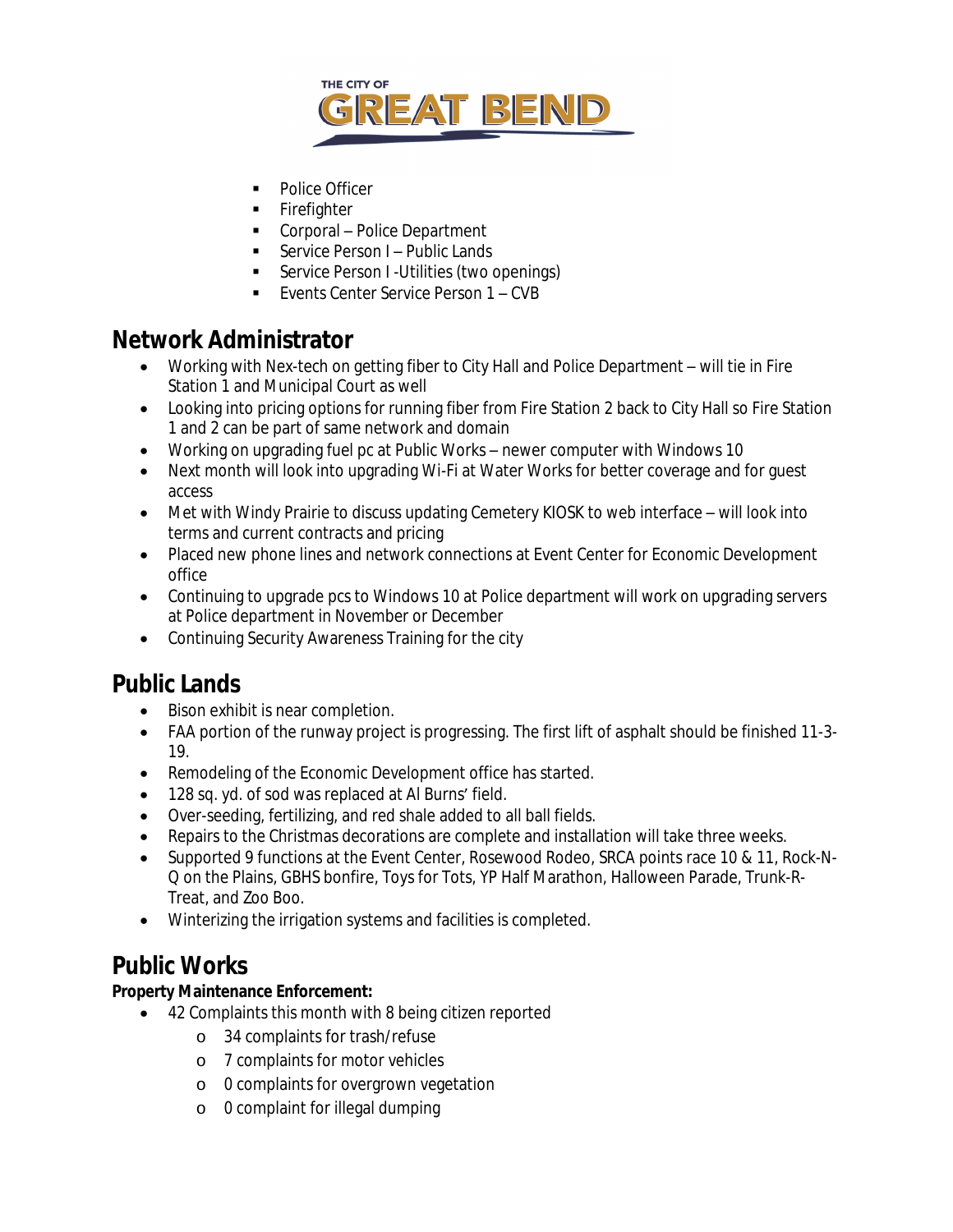- Police Officer
- Firefighter
- Corporal – Police Department
- Service Person I – Public Lands
- Service Person I -Utilities (two openings)
- Events Center Service Person 1 – CVB

## Network Administrator

- Working with Nex-tech on getting fiber to City Hall and Police Department – will tie in Fire Station 1 and Municipal Court as well
- Looking into pricing options for running fiber from Fire Station 2 back to City Hall so Fire Station 1 and 2 can be part of same network and domain
- Working on upgrading fuel pc at Public Works – newer computer with Windows 10
- Next month will look into upgrading Wi-Fi at Water Works for better coverage and for guest access
- Met with Windy Prairie to discuss updating Cemetery KIOSK to web interface – will look into terms and current contracts and pricing
- Placed new phone lines and network connections at Event Center for Economic Development office
- Continuing to upgrade pcs to Windows 10 at Police department will work on upgrading servers at Police department in November or December
- Continuing Security Awareness Training for the city

## Public Lands

- Bison exhibit is near completion.
- FAA portion of the runway project is progressing. The first lift of asphalt should be finished 11-3-19.
- Remodeling of the Economic Development office has started.
- 128 sq. yd. of sod was replaced at Al Burns' field.
- Over-seeding, fertilizing, and red shale added to all ball fields.
- Repairs to the Christmas decorations are complete and installation will take three weeks.
- Supported 9 functions at the Event Center, Rosewood Rodeo, SRCA points race 10 & 11, Rock-N-Q on the Plains, GBHS bonfire, Toys for Tots, YP Half Marathon, Halloween Parade, Trunk-R-Treat, and Zoo Boo.
- Winterizing the irrigation systems and facilities is completed.

## Public Works

**Property Maintenance Enforcement:**

- 42 Complaints this month with 8 being citizen reported
  - 34 complaints for trash/refuse
  - 7 complaints for motor vehicles
  - 0 complaints for overgrown vegetation
  - 0 complaint for illegal dumping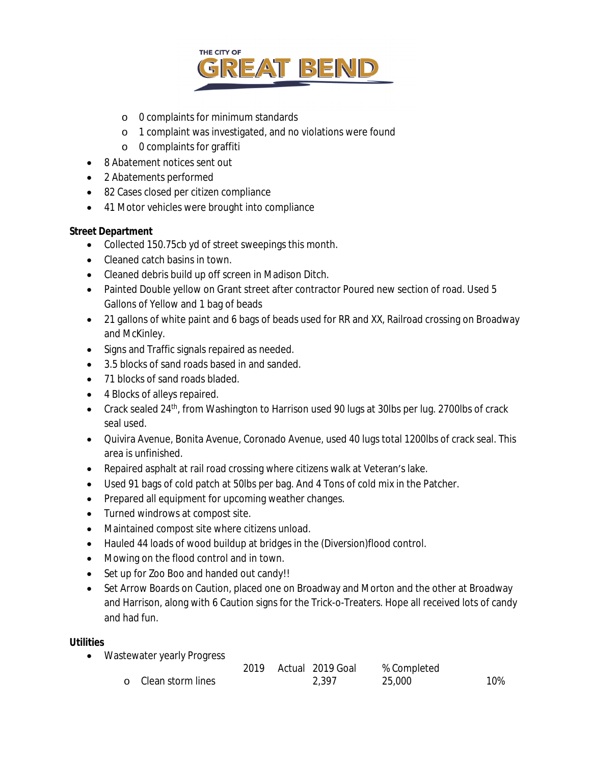- 0 complaints for minimum standards
- 1 complaint was investigated, and no violations were found
- 0 complaints for graffiti

- 8 Abatement notices sent out
- 2 Abatements performed
- 82 Cases closed per citizen compliance
- 41 Motor vehicles were brought into compliance

**Street Department**

- Collected 150.75cb yd of street sweepings this month.
- Cleaned catch basins in town.
- Cleaned debris build up off screen in Madison Ditch.
- Painted Double yellow on Grant street after contractor Poured new section of road. Used 5 Gallons of Yellow and 1 bag of beads
- 21 gallons of white paint and 6 bags of beads used for RR and XX, Railroad crossing on Broadway and McKinley.
- Signs and Traffic signals repaired as needed.
- 3.5 blocks of sand roads based in and sanded.
- 71 blocks of sand roads bladed.
- 4 Blocks of alleys repaired.
- Crack sealed 24th, from Washington to Harrison used 90 lugs at 30lbs per lug. 2700lbs of crack seal used.
- Quivira Avenue, Bonita Avenue, Coronado Avenue, used 40 lugs total 1200lbs of crack seal. This area is unfinished.
- Repaired asphalt at rail road crossing where citizens walk at Veteran's lake.
- Used 91 bags of cold patch at 50lbs per bag. And 4 Tons of cold mix in the Patcher.
- Prepared all equipment for upcoming weather changes.
- Turned windrows at compost site.
- Maintained compost site where citizens unload.
- Hauled 44 loads of wood buildup at bridges in the (Diversion)flood control.
- Mowing on the flood control and in town.
- Set up for Zoo Boo and handed out candy!!
- Set Arrow Boards on Caution, placed one on Broadway and Morton and the other at Broadway and Harrison, along with 6 Caution signs for the Trick-o-Treaters. Hope all received lots of candy and had fun.

**Utilities**

- Wastewater yearly Progress

| | 2019 Actual | 2019 Goal | % Completed |
|---|---|---|---|
| Clean storm lines | 2,397 | 25,000 | 10% |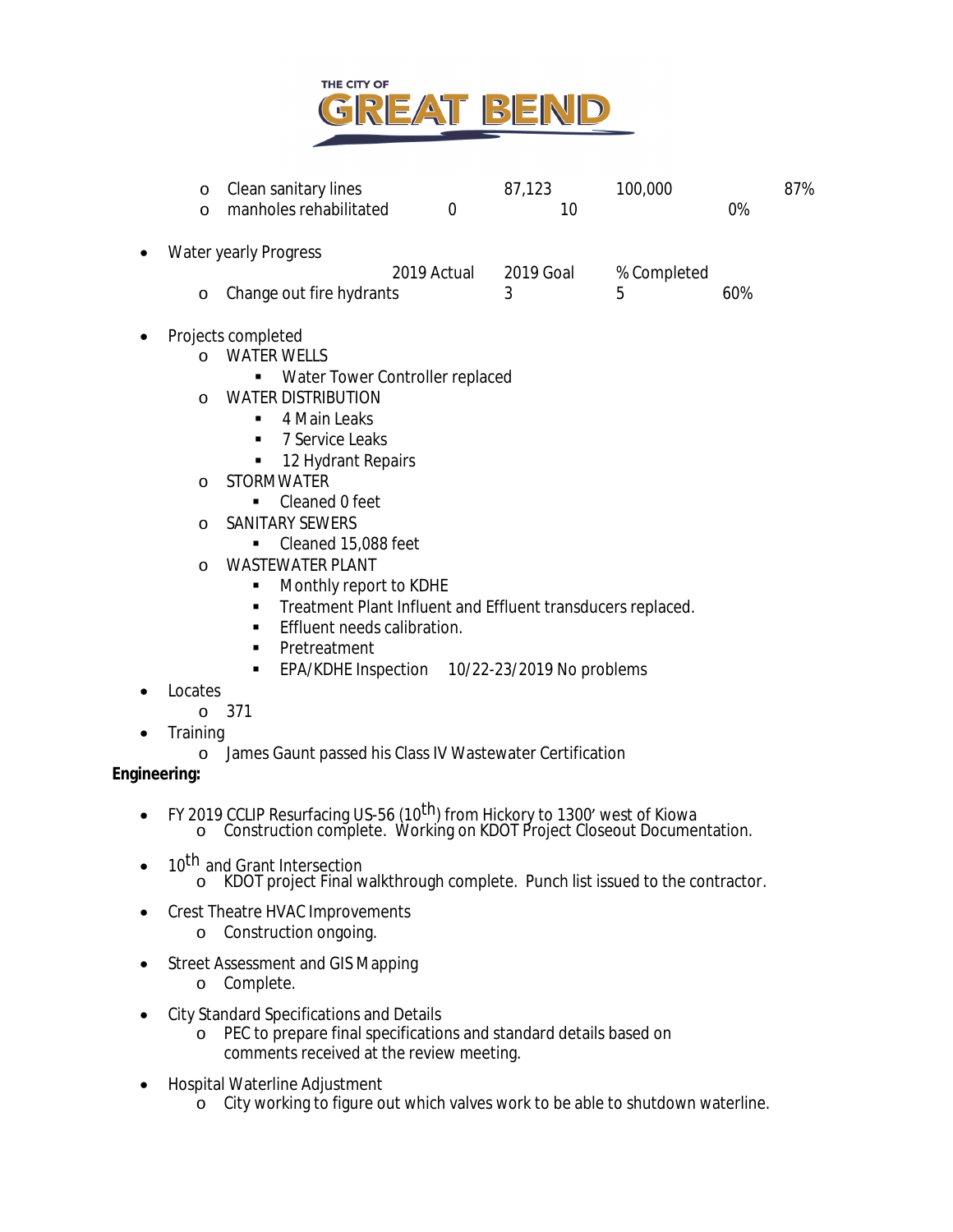- Clean sanitary lines 87,123 100,000 87%
- manholes rehabilitated 0 10 0%

- Water yearly Progress

| | 2019 Actual | 2019 Goal | % Completed |
|---|---|---|---|
| Change out fire hydrants | 3 | 5 | 60% |

- Projects completed
  - WATER WELLS
    - Water Tower Controller replaced
  - WATER DISTRIBUTION
    - 4 Main Leaks
    - 7 Service Leaks
    - 12 Hydrant Repairs
  - STORM WATER
    - Cleaned 0 feet
  - SANITARY SEWERS
    - Cleaned 15,088 feet
  - WASTEWATER PLANT
    - Monthly report to KDHE
    - Treatment Plant Influent and Effluent transducers replaced.
    - Effluent needs calibration.
    - Pretreatment
    - EPA/KDHE Inspection 10/22-23/2019 No problems
- Locates
  - 371
- Training
  - James Gaunt passed his Class IV Wastewater Certification

**Engineering:**

- FY 2019 CCLIP Resurfacing US-56 (10th) from Hickory to 1300' west of Kiowa
  - Construction complete. Working on KDOT Project Closeout Documentation.
- 10th and Grant Intersection
  - KDOT project Final walkthrough complete. Punch list issued to the contractor.
- Crest Theatre HVAC Improvements
  - Construction ongoing.
- Street Assessment and GIS Mapping
  - Complete.
- City Standard Specifications and Details
  - PEC to prepare final specifications and standard details based on comments received at the review meeting.
- Hospital Waterline Adjustment
  - City working to figure out which valves work to be able to shutdown waterline.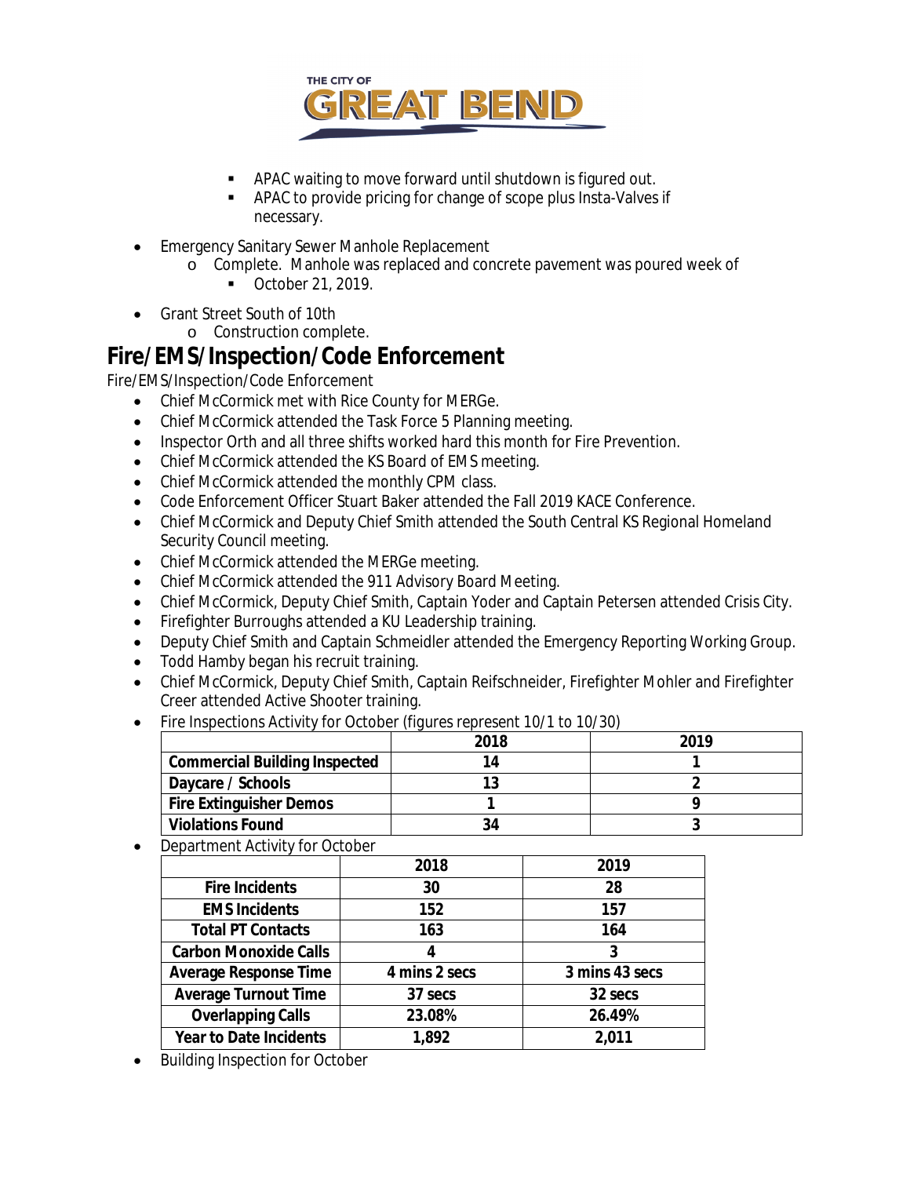- APAC waiting to move forward until shutdown is figured out.
    - APAC to provide pricing for change of scope plus Insta-Valves if necessary.

- Emergency Sanitary Sewer Manhole Replacement
  - Complete. Manhole was replaced and concrete pavement was poured week of
    - October 21, 2019.

- Grant Street South of 10th
  - Construction complete.

# Fire/EMS/Inspection/Code Enforcement

Fire/EMS/Inspection/Code Enforcement

- Chief McCormick met with Rice County for MERGe.
- Chief McCormick attended the Task Force 5 Planning meeting.
- Inspector Orth and all three shifts worked hard this month for Fire Prevention.
- Chief McCormick attended the KS Board of EMS meeting.
- Chief McCormick attended the monthly CPM class.
- Code Enforcement Officer Stuart Baker attended the Fall 2019 KACE Conference.
- Chief McCormick and Deputy Chief Smith attended the South Central KS Regional Homeland Security Council meeting.
- Chief McCormick attended the MERGe meeting.
- Chief McCormick attended the 911 Advisory Board Meeting.
- Chief McCormick, Deputy Chief Smith, Captain Yoder and Captain Petersen attended Crisis City.
- Firefighter Burroughs attended a KU Leadership training.
- Deputy Chief Smith and Captain Schmeidler attended the Emergency Reporting Working Group.
- Todd Hamby began his recruit training.
- Chief McCormick, Deputy Chief Smith, Captain Reifschneider, Firefighter Mohler and Firefighter Creer attended Active Shooter training.
- Fire Inspections Activity for October (figures represent 10/1 to 10/30)

| | 2018 | 2019 |
|---|---|---|
| **Commercial Building Inspected** | 14 | 1 |
| **Daycare / Schools** | 13 | 2 |
| **Fire Extinguisher Demos** | 1 | 9 |
| **Violations Found** | 34 | 3 |

- Department Activity for October

| | 2018 | 2019 |
|---|---|---|
| **Fire Incidents** | 30 | 28 |
| **EMS Incidents** | 152 | 157 |
| **Total PT Contacts** | 163 | 164 |
| **Carbon Monoxide Calls** | 4 | 3 |
| **Average Response Time** | 4 mins 2 secs | 3 mins 43 secs |
| **Average Turnout Time** | 37 secs | 32 secs |
| **Overlapping Calls** | 23.08% | 26.49% |
| **Year to Date Incidents** | 1,892 | 2,011 |

- Building Inspection for October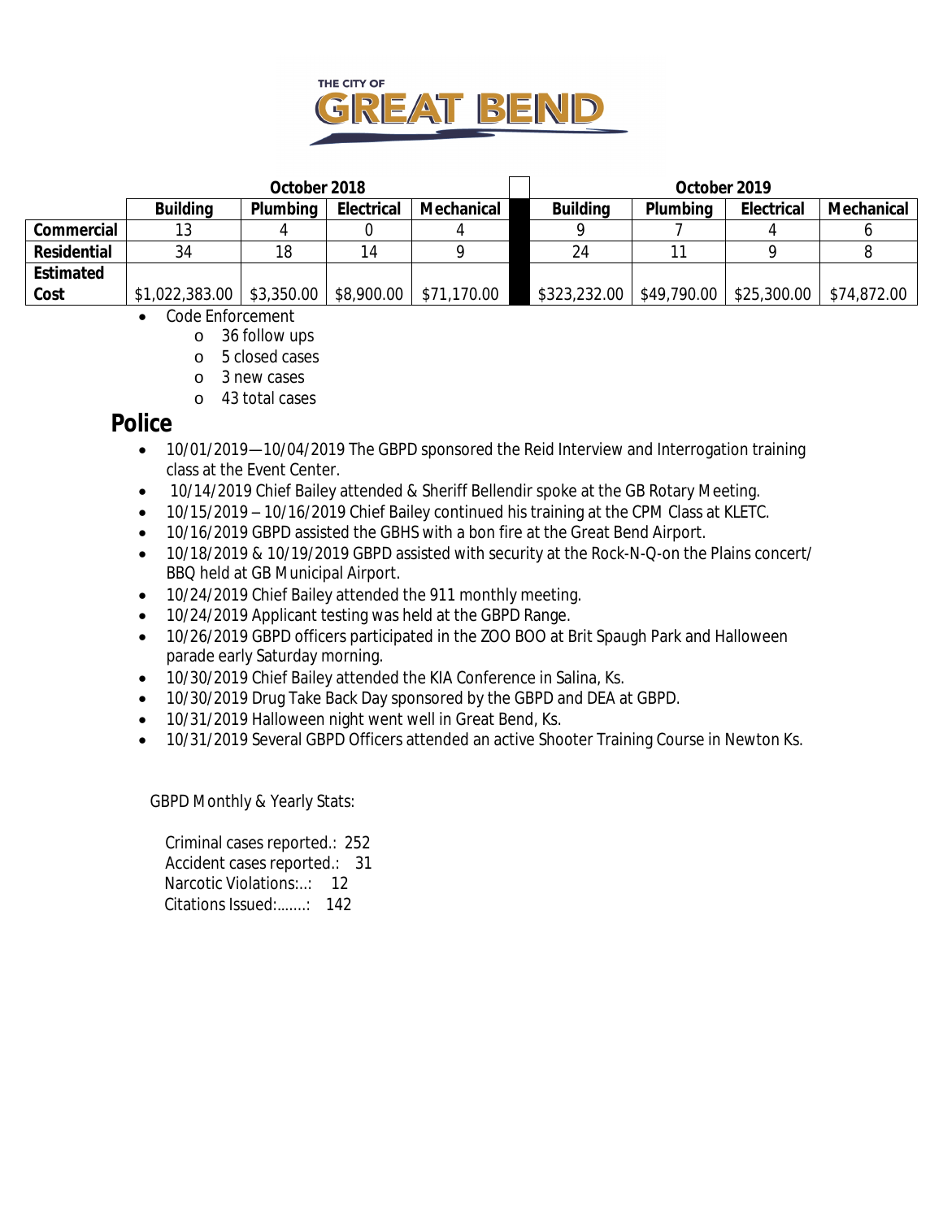|  | October 2018 | | | | | October 2019 | | | |
|---|---|---|---|---|---|---|---|---|---|
|  | Building | Plumbing | Electrical | Mechanical |  | Building | Plumbing | Electrical | Mechanical |
| Commercial | 13 | 4 | 0 | 4 |  | 9 | 7 | 4 | 6 |
| Residential | 34 | 18 | 14 | 9 |  | 24 | 11 | 9 | 8 |
| Estimated Cost | $1,022,383.00 | $3,350.00 | $8,900.00 | $71,170.00 |  | $323,232.00 | $49,790.00 | $25,300.00 | $74,872.00 |

- Code Enforcement
  - 36 follow ups
  - 5 closed cases
  - 3 new cases
  - 43 total cases

## Police

- 10/01/2019—10/04/2019 The GBPD sponsored the Reid Interview and Interrogation training class at the Event Center.
- 10/14/2019 Chief Bailey attended & Sheriff Bellendir spoke at the GB Rotary Meeting.
- 10/15/2019 – 10/16/2019 Chief Bailey continued his training at the CPM Class at KLETC.
- 10/16/2019 GBPD assisted the GBHS with a bon fire at the Great Bend Airport.
- 10/18/2019 & 10/19/2019 GBPD assisted with security at the Rock-N-Q-on the Plains concert/ BBQ held at GB Municipal Airport.
- 10/24/2019 Chief Bailey attended the 911 monthly meeting.
- 10/24/2019 Applicant testing was held at the GBPD Range.
- 10/26/2019 GBPD officers participated in the ZOO BOO at Brit Spaugh Park and Halloween parade early Saturday morning.
- 10/30/2019 Chief Bailey attended the KIA Conference in Salina, Ks.
- 10/30/2019 Drug Take Back Day sponsored by the GBPD and DEA at GBPD.
- 10/31/2019 Halloween night went well in Great Bend, Ks.
- 10/31/2019 Several GBPD Officers attended an active Shooter Training Course in Newton Ks.

GBPD Monthly & Yearly Stats:

Criminal cases reported.: 252
Accident cases reported.: 31
Narcotic Violations:..: 12
Citations Issued:.......: 142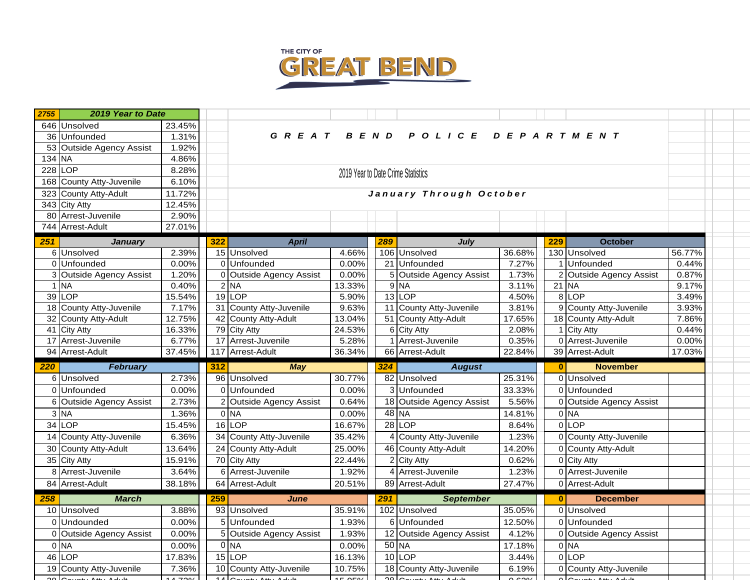THE CITY OF
GREAT BEND

# G R E A T   B E N D   P O L I C E   D E P A R T M E N T

2019 Year to Date Crime Statistics

***J a n u a r y   T h r o u g h   O c t o b e r***

| 2755 | 2019 Year to Date | |
|---|---|---|
| 646 | Unsolved | 23.45% |
| 36 | Unfounded | 1.31% |
| 53 | Outside Agency Assist | 1.92% |
| 134 | NA | 4.86% |
| 228 | LOP | 8.28% |
| 168 | County Atty-Juvenile | 6.10% |
| 323 | County Atty-Adult | 11.72% |
| 343 | City Atty | 12.45% |
| 80 | Arrest-Juvenile | 2.90% |
| 744 | Arrest-Adult | 27.01% |

| 251 | January | | 322 | April | | 289 | July | | 229 | October | |
|---|---|---|---|---|---|---|---|---|---|---|---|
| 6 | Unsolved | 2.39% | 15 | Unsolved | 4.66% | 106 | Unsolved | 36.68% | 130 | Unsolved | 56.77% |
| 0 | Unfounded | 0.00% | 0 | Unfounded | 0.00% | 21 | Unfounded | 7.27% | 1 | Unfounded | 0.44% |
| 3 | Outside Agency Assist | 1.20% | 0 | Outside Agency Assist | 0.00% | 5 | Outside Agency Assist | 1.73% | 2 | Outside Agency Assist | 0.87% |
| 1 | NA | 0.40% | 2 | NA | 13.33% | 9 | NA | 3.11% | 21 | NA | 9.17% |
| 39 | LOP | 15.54% | 19 | LOP | 5.90% | 13 | LOP | 4.50% | 8 | LOP | 3.49% |
| 18 | County Atty-Juvenile | 7.17% | 31 | County Atty-Juvenile | 9.63% | 11 | County Atty-Juvenile | 3.81% | 9 | County Atty-Juvenile | 3.93% |
| 32 | County Atty-Adult | 12.75% | 42 | County Atty-Adult | 13.04% | 51 | County Atty-Adult | 17.65% | 18 | County Atty-Adult | 7.86% |
| 41 | City Atty | 16.33% | 79 | City Atty | 24.53% | 6 | City Atty | 2.08% | 1 | City Atty | 0.44% |
| 17 | Arrest-Juvenile | 6.77% | 17 | Arrest-Juvenile | 5.28% | 1 | Arrest-Juvenile | 0.35% | 0 | Arrest-Juvenile | 0.00% |
| 94 | Arrest-Adult | 37.45% | 117 | Arrest-Adult | 36.34% | 66 | Arrest-Adult | 22.84% | 39 | Arrest-Adult | 17.03% |

| 220 | February | | 312 | May | | 324 | August | | 0 | November | |
|---|---|---|---|---|---|---|---|---|---|---|---|
| 6 | Unsolved | 2.73% | 96 | Unsolved | 30.77% | 82 | Unsolved | 25.31% | 0 | Unsolved | |
| 0 | Unfounded | 0.00% | 0 | Unfounded | 0.00% | 3 | Unfounded | 33.33% | 0 | Unfounded | |
| 6 | Outside Agency Assist | 2.73% | 2 | Outside Agency Assist | 0.64% | 18 | Outside Agency Assist | 5.56% | 0 | Outside Agency Assist | |
| 3 | NA | 1.36% | 0 | NA | 0.00% | 48 | NA | 14.81% | 0 | NA | |
| 34 | LOP | 15.45% | 16 | LOP | 16.67% | 28 | LOP | 8.64% | 0 | LOP | |
| 14 | County Atty-Juvenile | 6.36% | 34 | County Atty-Juvenile | 35.42% | 4 | County Atty-Juvenile | 1.23% | 0 | County Atty-Juvenile | |
| 30 | County Atty-Adult | 13.64% | 24 | County Atty-Adult | 25.00% | 46 | County Atty-Adult | 14.20% | 0 | County Atty-Adult | |
| 35 | City Atty | 15.91% | 70 | City Atty | 22.44% | 2 | City Atty | 0.62% | 0 | City Atty | |
| 8 | Arrest-Juvenile | 3.64% | 6 | Arrest-Juvenile | 1.92% | 4 | Arrest-Juvenile | 1.23% | 0 | Arrest-Juvenile | |
| 84 | Arrest-Adult | 38.18% | 64 | Arrest-Adult | 20.51% | 89 | Arrest-Adult | 27.47% | 0 | Arrest-Adult | |

| 258 | March | | 259 | June | | 291 | September | | 0 | December | |
|---|---|---|---|---|---|---|---|---|---|---|---|
| 10 | Unsolved | 3.88% | 93 | Unsolved | 35.91% | 102 | Unsolved | 35.05% | 0 | Unsolved | |
| 0 | Undounded | 0.00% | 5 | Unfounded | 1.93% | 6 | Unfounded | 12.50% | 0 | Unfounded | |
| 0 | Outside Agency Assist | 0.00% | 5 | Outside Agency Assist | 1.93% | 12 | Outside Agency Assist | 4.12% | 0 | Outside Agency Assist | |
| 0 | NA | 0.00% | 0 | NA | 0.00% | 50 | NA | 17.18% | 0 | NA | |
| 46 | LOP | 17.83% | 15 | LOP | 16.13% | 10 | LOP | 3.44% | 0 | LOP | |
| 19 | County Atty-Juvenile | 7.36% | 10 | County Atty-Juvenile | 10.75% | 18 | County Atty-Juvenile | 6.19% | 0 | County Atty-Juvenile | |